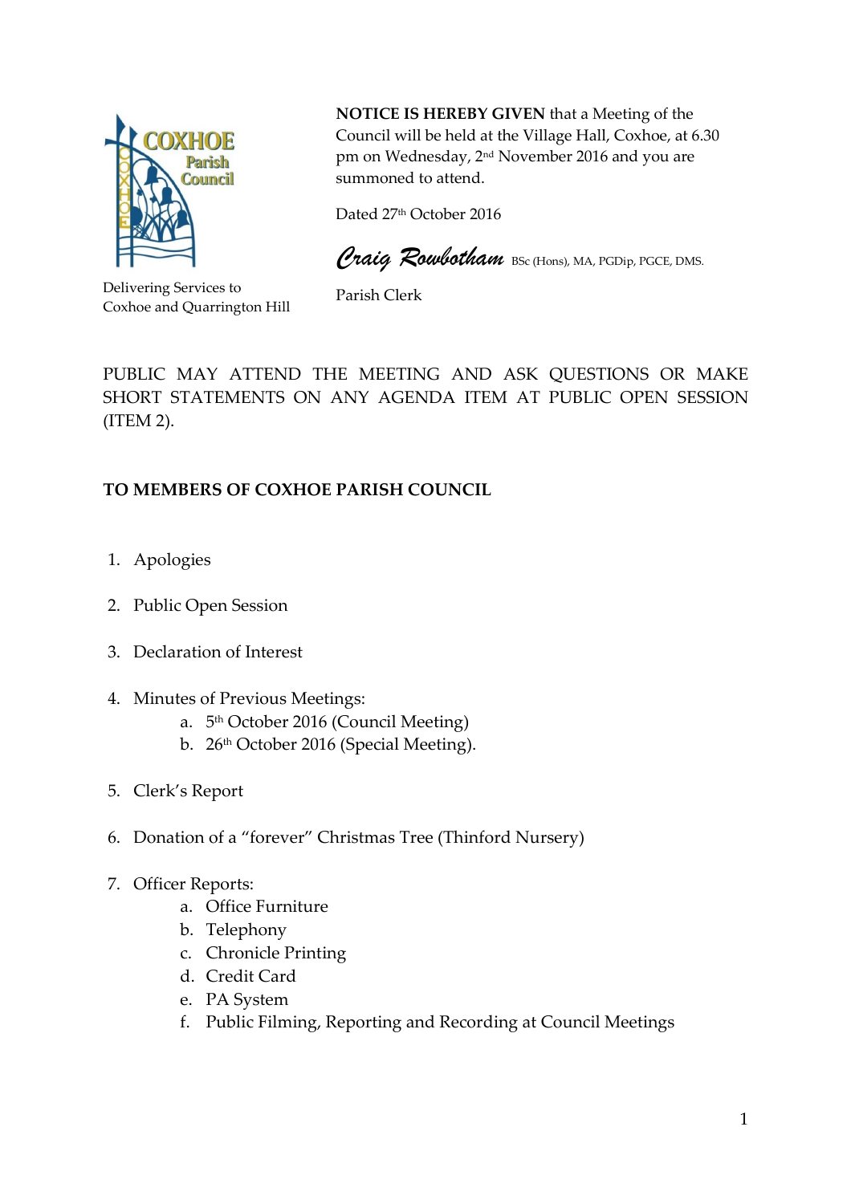COXHOE Parish Council

Delivering Services to Coxhoe and Quarrington Hill

**NOTICE IS HEREBY GIVEN** that a Meeting of the Council will be held at the Village Hall, Coxhoe, at 6.30 pm on Wednesday, 2nd November 2016 and you are summoned to attend.

Dated 27th October 2016

Craig Rowbotham BSc (Hons), MA, PGDip, PGCE, DMS.

Parish Clerk

PUBLIC MAY ATTEND THE MEETING AND ASK QUESTIONS OR MAKE SHORT STATEMENTS ON ANY AGENDA ITEM AT PUBLIC OPEN SESSION (ITEM 2).

**TO MEMBERS OF COXHOE PARISH COUNCIL**

1. Apologies

2. Public Open Session

3. Declaration of Interest

4. Minutes of Previous Meetings:
   a. 5th October 2016 (Council Meeting)
   b. 26th October 2016 (Special Meeting).

5. Clerk's Report

6. Donation of a "forever" Christmas Tree (Thinford Nursery)

7. Officer Reports:
   a. Office Furniture
   b. Telephony
   c. Chronicle Printing
   d. Credit Card
   e. PA System
   f. Public Filming, Reporting and Recording at Council Meetings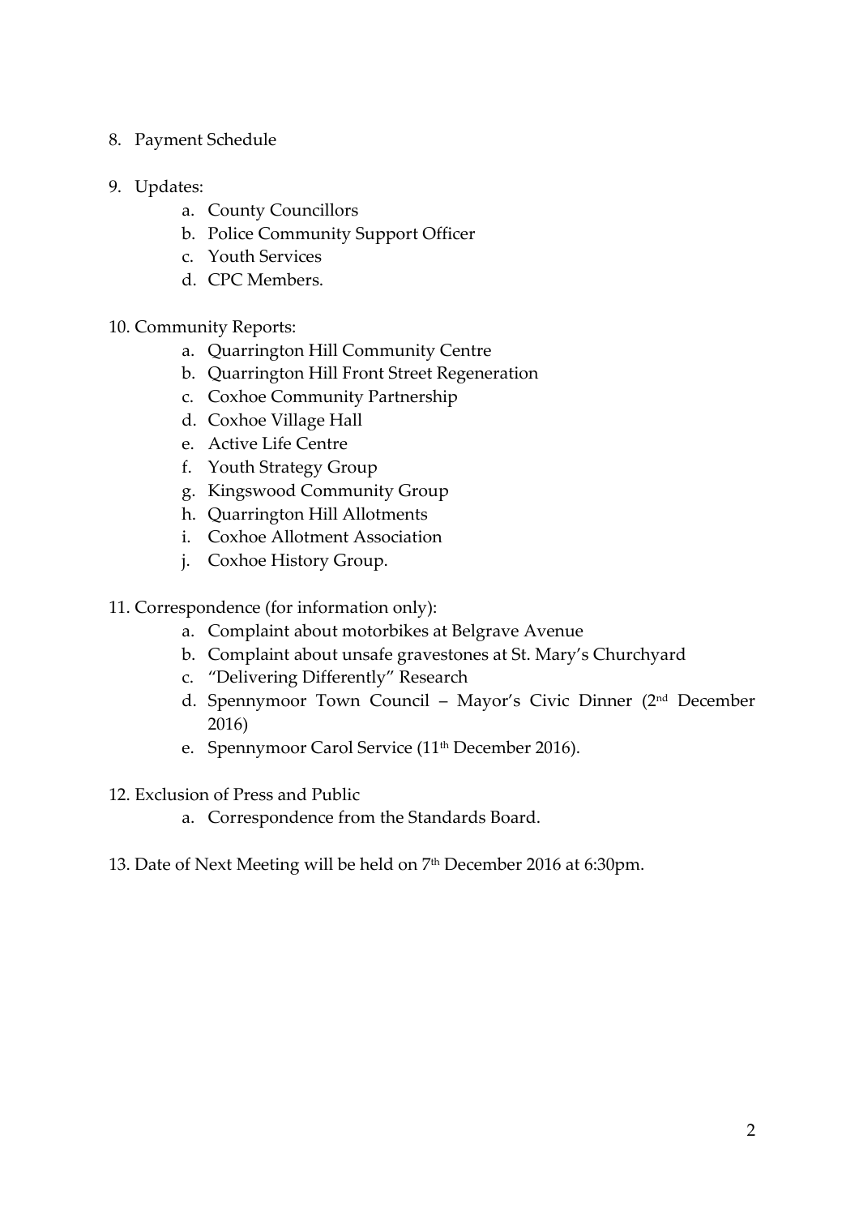8. Payment Schedule

9. Updates:
    a. County Councillors
    b. Police Community Support Officer
    c. Youth Services
    d. CPC Members.

10. Community Reports:
    a. Quarrington Hill Community Centre
    b. Quarrington Hill Front Street Regeneration
    c. Coxhoe Community Partnership
    d. Coxhoe Village Hall
    e. Active Life Centre
    f. Youth Strategy Group
    g. Kingswood Community Group
    h. Quarrington Hill Allotments
    i. Coxhoe Allotment Association
    j. Coxhoe History Group.

11. Correspondence (for information only):
    a. Complaint about motorbikes at Belgrave Avenue
    b. Complaint about unsafe gravestones at St. Mary's Churchyard
    c. "Delivering Differently" Research
    d. Spennymoor Town Council – Mayor's Civic Dinner (2nd December 2016)
    e. Spennymoor Carol Service (11th December 2016).

12. Exclusion of Press and Public
    a. Correspondence from the Standards Board.

13. Date of Next Meeting will be held on 7th December 2016 at 6:30pm.